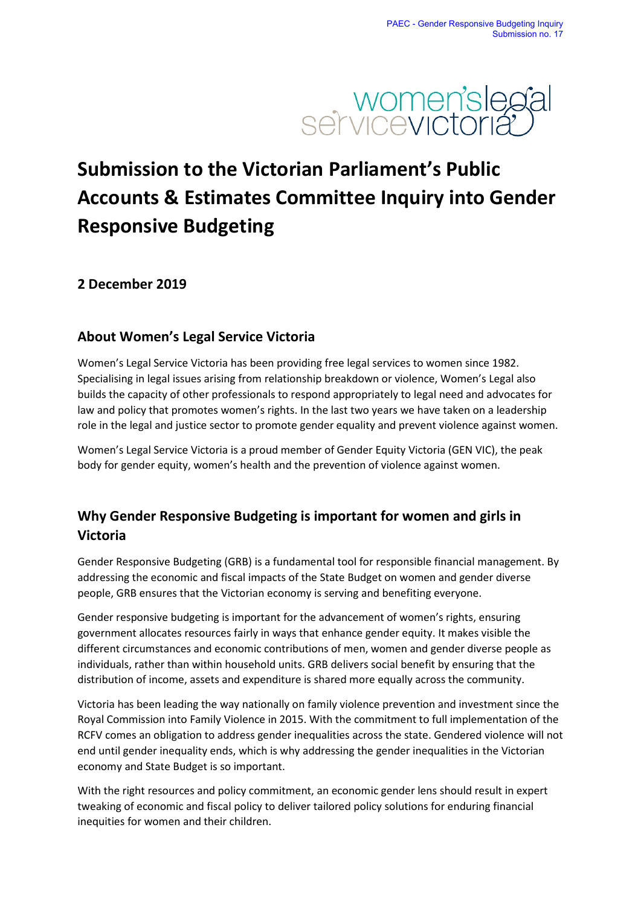# Submission to the Victorian Parliament's Public Accounts & Estimates Committee Inquiry into Gender Responsive Budgeting

## 2 December 2019

## About Women's Legal Service Victoria

Women's Legal Service Victoria has been providing free legal services to women since 1982. Specialising in legal issues arising from relationship breakdown or violence, Women's Legal also builds the capacity of other professionals to respond appropriately to legal need and advocates for law and policy that promotes women's rights. In the last two years we have taken on a leadership role in the legal and justice sector to promote gender equality and prevent violence against women.

Women's Legal Service Victoria is a proud member of Gender Equity Victoria (GEN VIC), the peak body for gender equity, women's health and the prevention of violence against women.

## Why Gender Responsive Budgeting is important for women and girls in Victoria

Gender Responsive Budgeting (GRB) is a fundamental tool for responsible financial management. By addressing the economic and fiscal impacts of the State Budget on women and gender diverse people, GRB ensures that the Victorian economy is serving and benefiting everyone.

Gender responsive budgeting is important for the advancement of women's rights, ensuring government allocates resources fairly in ways that enhance gender equity. It makes visible the different circumstances and economic contributions of men, women and gender diverse people as individuals, rather than within household units. GRB delivers social benefit by ensuring that the distribution of income, assets and expenditure is shared more equally across the community.

Victoria has been leading the way nationally on family violence prevention and investment since the Royal Commission into Family Violence in 2015. With the commitment to full implementation of the RCFV comes an obligation to address gender inequalities across the state. Gendered violence will not end until gender inequality ends, which is why addressing the gender inequalities in the Victorian economy and State Budget is so important.

With the right resources and policy commitment, an economic gender lens should result in expert tweaking of economic and fiscal policy to deliver tailored policy solutions for enduring financial inequities for women and their children.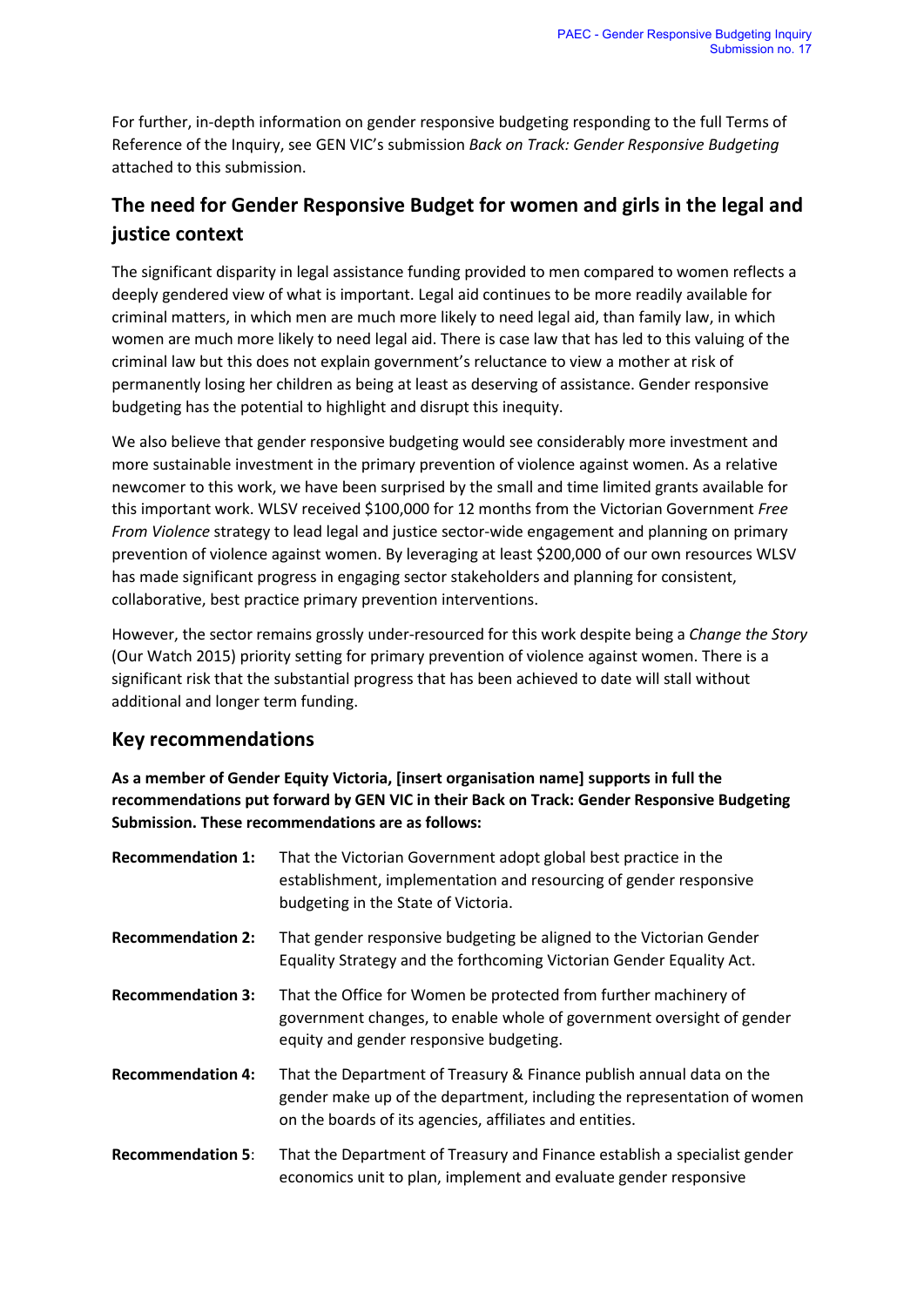For further, in-depth information on gender responsive budgeting responding to the full Terms of Reference of the Inquiry, see GEN VIC's submission *Back on Track: Gender Responsive Budgeting* attached to this submission.

## The need for Gender Responsive Budget for women and girls in the legal and justice context

The significant disparity in legal assistance funding provided to men compared to women reflects a deeply gendered view of what is important. Legal aid continues to be more readily available for criminal matters, in which men are much more likely to need legal aid, than family law, in which women are much more likely to need legal aid. There is case law that has led to this valuing of the criminal law but this does not explain government's reluctance to view a mother at risk of permanently losing her children as being at least as deserving of assistance. Gender responsive budgeting has the potential to highlight and disrupt this inequity.

We also believe that gender responsive budgeting would see considerably more investment and more sustainable investment in the primary prevention of violence against women. As a relative newcomer to this work, we have been surprised by the small and time limited grants available for this important work. WLSV received $100,000 for 12 months from the Victorian Government *Free From Violence* strategy to lead legal and justice sector-wide engagement and planning on primary prevention of violence against women. By leveraging at least $200,000 of our own resources WLSV has made significant progress in engaging sector stakeholders and planning for consistent, collaborative, best practice primary prevention interventions.

However, the sector remains grossly under-resourced for this work despite being a *Change the Story* (Our Watch 2015) priority setting for primary prevention of violence against women. There is a significant risk that the substantial progress that has been achieved to date will stall without additional and longer term funding.

## Key recommendations

**As a member of Gender Equity Victoria, [insert organisation name] supports in full the recommendations put forward by GEN VIC in their Back on Track: Gender Responsive Budgeting Submission. These recommendations are as follows:**

**Recommendation 1:** That the Victorian Government adopt global best practice in the establishment, implementation and resourcing of gender responsive budgeting in the State of Victoria.

**Recommendation 2:** That gender responsive budgeting be aligned to the Victorian Gender Equality Strategy and the forthcoming Victorian Gender Equality Act.

**Recommendation 3:** That the Office for Women be protected from further machinery of government changes, to enable whole of government oversight of gender equity and gender responsive budgeting.

**Recommendation 4:** That the Department of Treasury & Finance publish annual data on the gender make up of the department, including the representation of women on the boards of its agencies, affiliates and entities.

**Recommendation 5**: That the Department of Treasury and Finance establish a specialist gender economics unit to plan, implement and evaluate gender responsive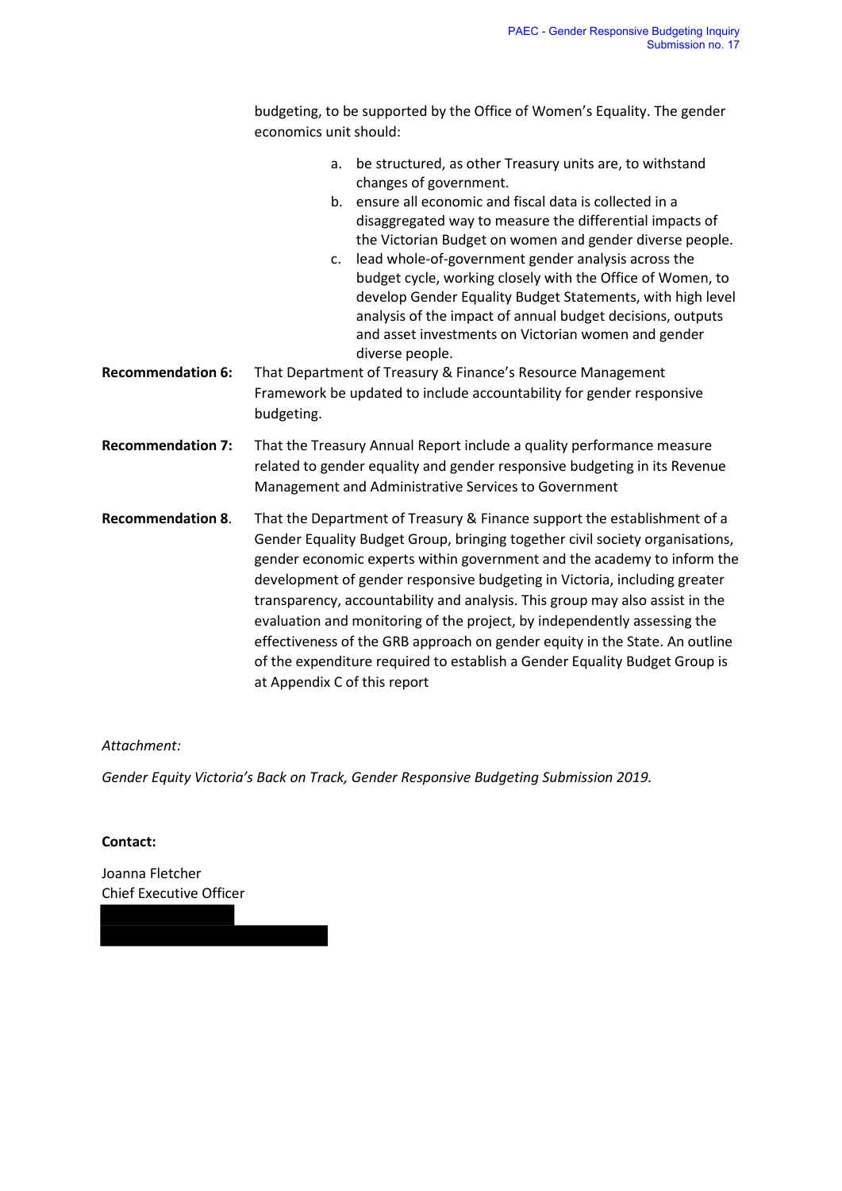budgeting, to be supported by the Office of Women's Equality. The gender economics unit should:

a. be structured, as other Treasury units are, to withstand changes of government.
b. ensure all economic and fiscal data is collected in a disaggregated way to measure the differential impacts of the Victorian Budget on women and gender diverse people.
c. lead whole-of-government gender analysis across the budget cycle, working closely with the Office of Women, to develop Gender Equality Budget Statements, with high level analysis of the impact of annual budget decisions, outputs and asset investments on Victorian women and gender diverse people.

**Recommendation 6:** That Department of Treasury & Finance's Resource Management Framework be updated to include accountability for gender responsive budgeting.

**Recommendation 7:** That the Treasury Annual Report include a quality performance measure related to gender equality and gender responsive budgeting in its Revenue Management and Administrative Services to Government

**Recommendation 8**. That the Department of Treasury & Finance support the establishment of a Gender Equality Budget Group, bringing together civil society organisations, gender economic experts within government and the academy to inform the development of gender responsive budgeting in Victoria, including greater transparency, accountability and analysis. This group may also assist in the evaluation and monitoring of the project, by independently assessing the effectiveness of the GRB approach on gender equity in the State. An outline of the expenditure required to establish a Gender Equality Budget Group is at Appendix C of this report

*Attachment:*

*Gender Equity Victoria's Back on Track, Gender Responsive Budgeting Submission 2019.*

**Contact:**

Joanna Fletcher
Chief Executive Officer